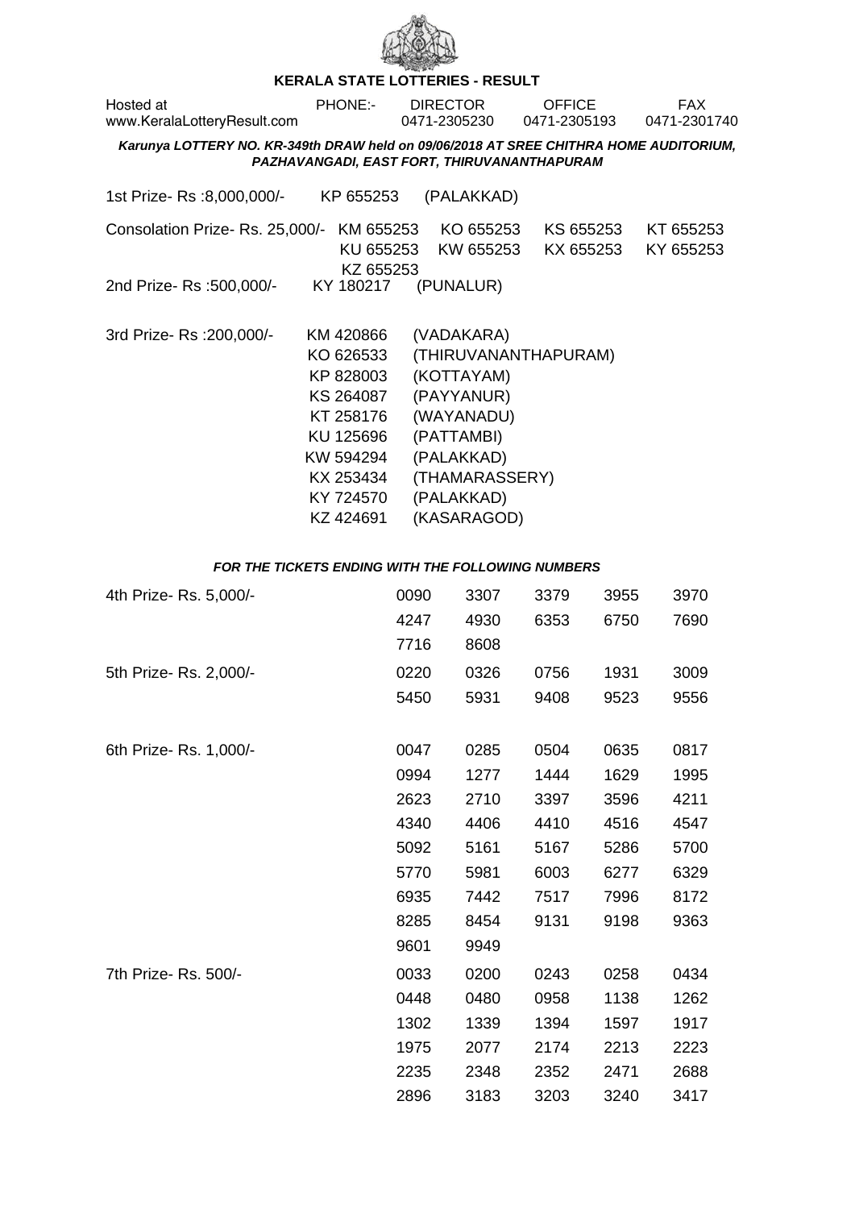## KERALA STATE LOTTERIES - RESULT

Hosted at www.KeralaLotteryResult.com

PHONE:- DIRECTOR 0471-2305230 OFFICE 0471-2305193 FAX 0471-2301740

***Karunya LOTTERY NO. KR-349th DRAW held on 09/06/2018 AT SREE CHITHRA HOME AUDITORIUM, PAZHAVANGADI, EAST FORT, THIRUVANANTHAPURAM***

1st Prize- Rs :8,000,000/- KP 655253 (PALAKKAD)

Consolation Prize- Rs. 25,000/- KM 655253 KO 655253 KS 655253 KT 655253 KU 655253 KW 655253 KX 655253 KY 655253 KZ 655253

2nd Prize- Rs :500,000/- KY 180217 (PUNALUR)

3rd Prize- Rs :200,000/-

KM 420866 (VADAKARA)
KO 626533 (THIRUVANANTHAPURAM)
KP 828003 (KOTTAYAM)
KS 264087 (PAYYANUR)
KT 258176 (WAYANADU)
KU 125696 (PATTAMBI)
KW 594294 (PALAKKAD)
KX 253434 (THAMARASSERY)
KY 724570 (PALAKKAD)
KZ 424691 (KASARAGOD)

***FOR THE TICKETS ENDING WITH THE FOLLOWING NUMBERS***

4th Prize- Rs. 5,000/-

0090 3307 3379 3955 3970
4247 4930 6353 6750 7690
7716 8608

5th Prize- Rs. 2,000/-

0220 0326 0756 1931 3009
5450 5931 9408 9523 9556

6th Prize- Rs. 1,000/-

0047 0285 0504 0635 0817
0994 1277 1444 1629 1995
2623 2710 3397 3596 4211
4340 4406 4410 4516 4547
5092 5161 5167 5286 5700
5770 5981 6003 6277 6329
6935 7442 7517 7996 8172
8285 8454 9131 9198 9363
9601 9949

7th Prize- Rs. 500/-

0033 0200 0243 0258 0434
0448 0480 0958 1138 1262
1302 1339 1394 1597 1917
1975 2077 2174 2213 2223
2235 2348 2352 2471 2688
2896 3183 3203 3240 3417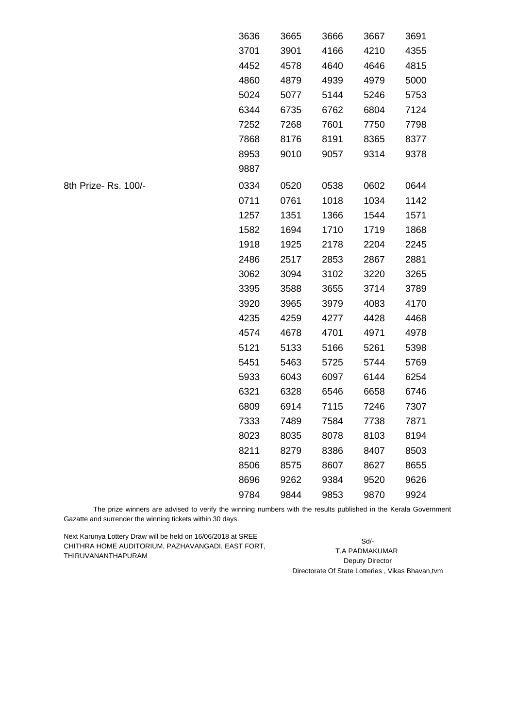| | | | | | |
|---|---|---|---|---|---|
| | 3636 | 3665 | 3666 | 3667 | 3691 |
| | 3701 | 3901 | 4166 | 4210 | 4355 |
| | 4452 | 4578 | 4640 | 4646 | 4815 |
| | 4860 | 4879 | 4939 | 4979 | 5000 |
| | 5024 | 5077 | 5144 | 5246 | 5753 |
| | 6344 | 6735 | 6762 | 6804 | 7124 |
| | 7252 | 7268 | 7601 | 7750 | 7798 |
| | 7868 | 8176 | 8191 | 8365 | 8377 |
| | 8953 | 9010 | 9057 | 9314 | 9378 |
| | 9887 | | | | |
| 8th Prize- Rs. 100/- | 0334 | 0520 | 0538 | 0602 | 0644 |
| | 0711 | 0761 | 1018 | 1034 | 1142 |
| | 1257 | 1351 | 1366 | 1544 | 1571 |
| | 1582 | 1694 | 1710 | 1719 | 1868 |
| | 1918 | 1925 | 2178 | 2204 | 2245 |
| | 2486 | 2517 | 2853 | 2867 | 2881 |
| | 3062 | 3094 | 3102 | 3220 | 3265 |
| | 3395 | 3588 | 3655 | 3714 | 3789 |
| | 3920 | 3965 | 3979 | 4083 | 4170 |
| | 4235 | 4259 | 4277 | 4428 | 4468 |
| | 4574 | 4678 | 4701 | 4971 | 4978 |
| | 5121 | 5133 | 5166 | 5261 | 5398 |
| | 5451 | 5463 | 5725 | 5744 | 5769 |
| | 5933 | 6043 | 6097 | 6144 | 6254 |
| | 6321 | 6328 | 6546 | 6658 | 6746 |
| | 6809 | 6914 | 7115 | 7246 | 7307 |
| | 7333 | 7489 | 7584 | 7738 | 7871 |
| | 8023 | 8035 | 8078 | 8103 | 8194 |
| | 8211 | 8279 | 8386 | 8407 | 8503 |
| | 8506 | 8575 | 8607 | 8627 | 8655 |
| | 8696 | 9262 | 9384 | 9520 | 9626 |
| | 9784 | 9844 | 9853 | 9870 | 9924 |

The prize winners are advised to verify the winning numbers with the results published in the Kerala Government Gazatte and surrender the winning tickets within 30 days.

Next Karunya Lottery Draw will be held on 16/06/2018 at SREE CHITHRA HOME AUDITORIUM, PAZHAVANGADI, EAST FORT, THIRUVANANTHAPURAM

Sd/-
T.A PADMAKUMAR
Deputy Director
Directorate Of State Lotteries , Vikas Bhavan,tvm